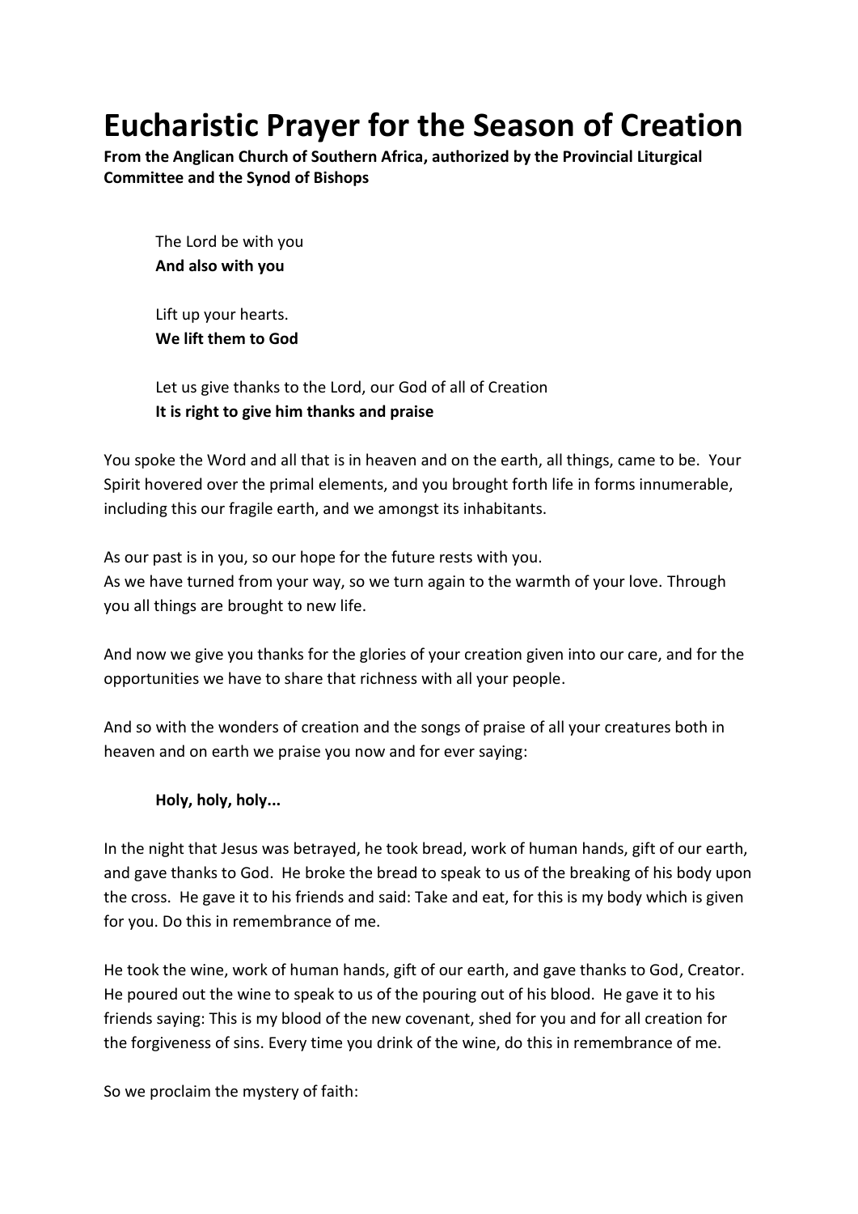# Eucharistic Prayer for the Season of Creation

**From the Anglican Church of Southern Africa, authorized by the Provincial Liturgical Committee and the Synod of Bishops**

The Lord be with you
**And also with you**

Lift up your hearts.
**We lift them to God**

Let us give thanks to the Lord, our God of all of Creation
**It is right to give him thanks and praise**

You spoke the Word and all that is in heaven and on the earth, all things, came to be. Your Spirit hovered over the primal elements, and you brought forth life in forms innumerable, including this our fragile earth, and we amongst its inhabitants.

As our past is in you, so our hope for the future rests with you.
As we have turned from your way, so we turn again to the warmth of your love. Through you all things are brought to new life.

And now we give you thanks for the glories of your creation given into our care, and for the opportunities we have to share that richness with all your people.

And so with the wonders of creation and the songs of praise of all your creatures both in heaven and on earth we praise you now and for ever saying:

**Holy, holy, holy...**

In the night that Jesus was betrayed, he took bread, work of human hands, gift of our earth, and gave thanks to God. He broke the bread to speak to us of the breaking of his body upon the cross. He gave it to his friends and said: Take and eat, for this is my body which is given for you. Do this in remembrance of me.

He took the wine, work of human hands, gift of our earth, and gave thanks to God, Creator. He poured out the wine to speak to us of the pouring out of his blood. He gave it to his friends saying: This is my blood of the new covenant, shed for you and for all creation for the forgiveness of sins. Every time you drink of the wine, do this in remembrance of me.

So we proclaim the mystery of faith: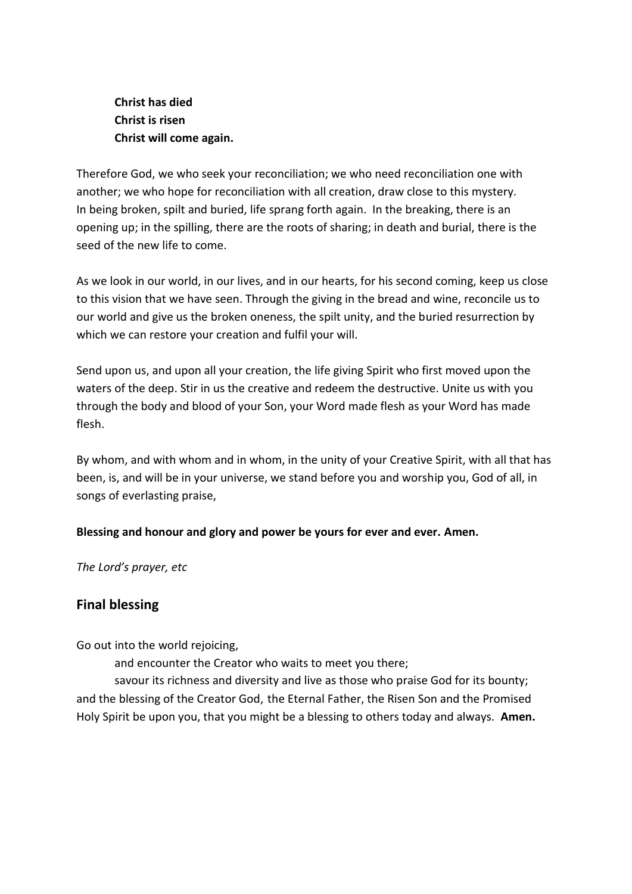**Christ has died**
**Christ is risen**
**Christ will come again.**

Therefore God, we who seek your reconciliation; we who need reconciliation one with another; we who hope for reconciliation with all creation, draw close to this mystery. In being broken, spilt and buried, life sprang forth again. In the breaking, there is an opening up; in the spilling, there are the roots of sharing; in death and burial, there is the seed of the new life to come.

As we look in our world, in our lives, and in our hearts, for his second coming, keep us close to this vision that we have seen. Through the giving in the bread and wine, reconcile us to our world and give us the broken oneness, the spilt unity, and the buried resurrection by which we can restore your creation and fulfil your will.

Send upon us, and upon all your creation, the life giving Spirit who first moved upon the waters of the deep. Stir in us the creative and redeem the destructive. Unite us with you through the body and blood of your Son, your Word made flesh as your Word has made flesh.

By whom, and with whom and in whom, in the unity of your Creative Spirit, with all that has been, is, and will be in your universe, we stand before you and worship you, God of all, in songs of everlasting praise,

**Blessing and honour and glory and power be yours for ever and ever. Amen.**

*The Lord's prayer, etc*

## Final blessing

Go out into the world rejoicing,
and encounter the Creator who waits to meet you there;
savour its richness and diversity and live as those who praise God for its bounty;
and the blessing of the Creator God, the Eternal Father, the Risen Son and the Promised Holy Spirit be upon you, that you might be a blessing to others today and always. **Amen.**